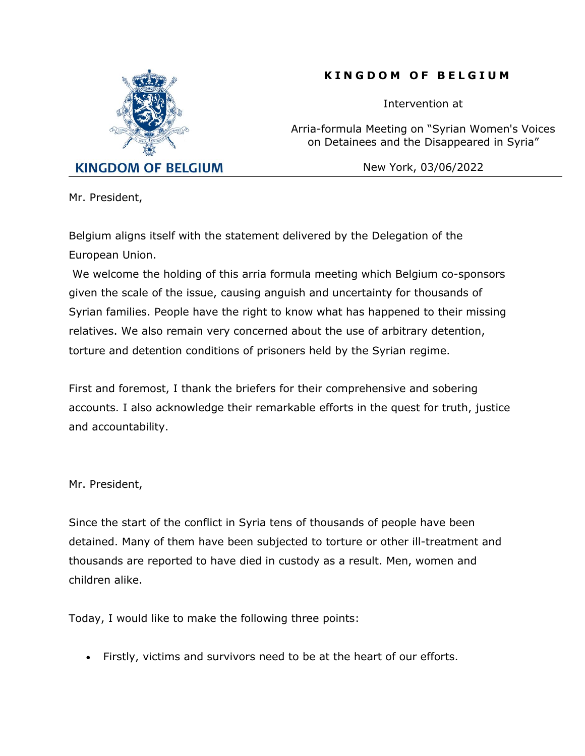**KINGDOM OF BELGIUM**

**K I N G D O M O F B E L G I U M**

Intervention at

Arria-formula Meeting on "Syrian Women's Voices on Detainees and the Disappeared in Syria"

New York, 03/06/2022

---

Mr. President,

Belgium aligns itself with the statement delivered by the Delegation of the European Union.

We welcome the holding of this arria formula meeting which Belgium co-sponsors given the scale of the issue, causing anguish and uncertainty for thousands of Syrian families. People have the right to know what has happened to their missing relatives. We also remain very concerned about the use of arbitrary detention, torture and detention conditions of prisoners held by the Syrian regime.

First and foremost, I thank the briefers for their comprehensive and sobering accounts. I also acknowledge their remarkable efforts in the quest for truth, justice and accountability.

Mr. President,

Since the start of the conflict in Syria tens of thousands of people have been detained. Many of them have been subjected to torture or other ill-treatment and thousands are reported to have died in custody as a result. Men, women and children alike.

Today, I would like to make the following three points:

- Firstly, victims and survivors need to be at the heart of our efforts.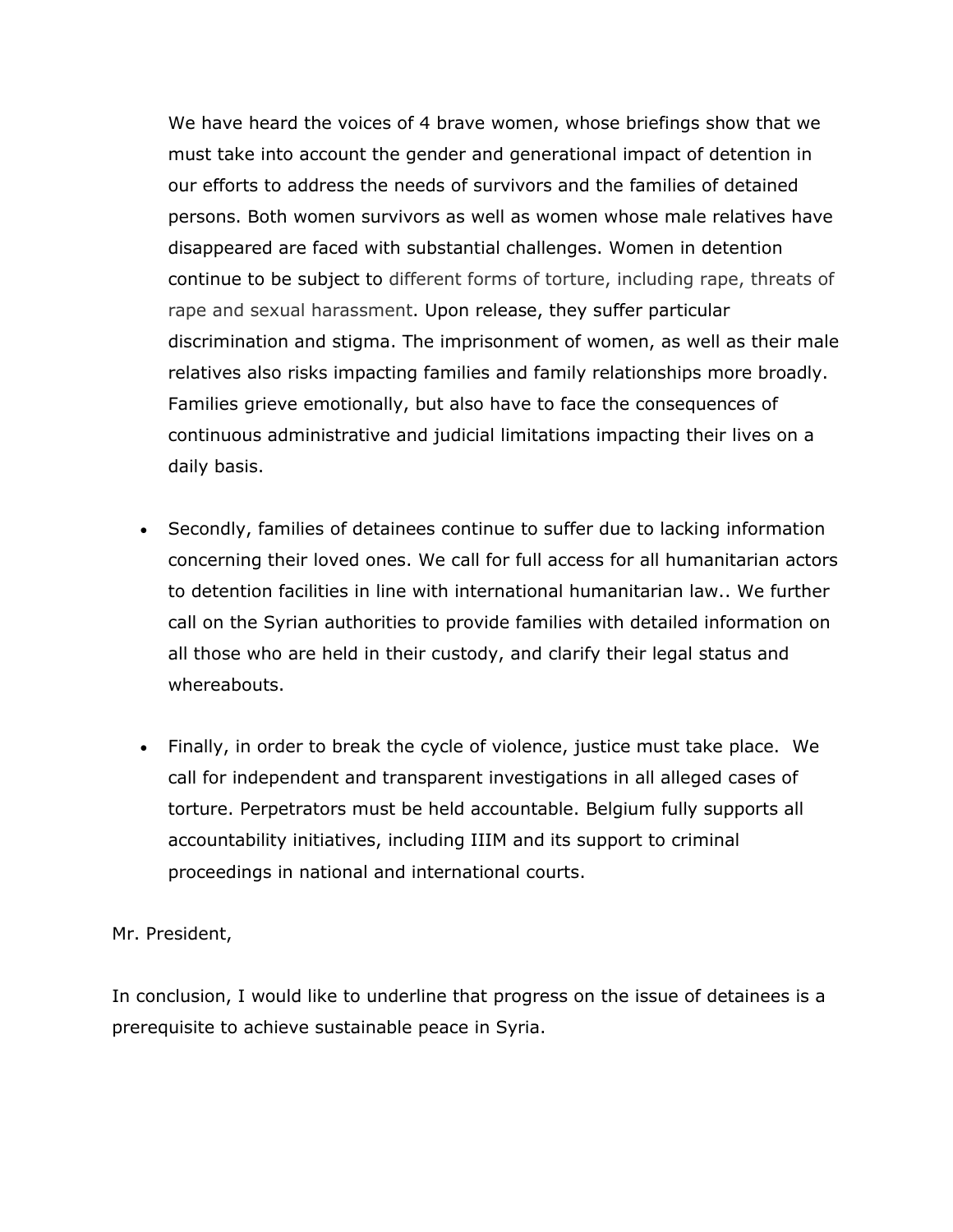We have heard the voices of 4 brave women, whose briefings show that we must take into account the gender and generational impact of detention in our efforts to address the needs of survivors and the families of detained persons. Both women survivors as well as women whose male relatives have disappeared are faced with substantial challenges. Women in detention continue to be subject to different forms of torture, including rape, threats of rape and sexual harassment. Upon release, they suffer particular discrimination and stigma. The imprisonment of women, as well as their male relatives also risks impacting families and family relationships more broadly. Families grieve emotionally, but also have to face the consequences of continuous administrative and judicial limitations impacting their lives on a daily basis.

- Secondly, families of detainees continue to suffer due to lacking information concerning their loved ones. We call for full access for all humanitarian actors to detention facilities in line with international humanitarian law.. We further call on the Syrian authorities to provide families with detailed information on all those who are held in their custody, and clarify their legal status and whereabouts.

- Finally, in order to break the cycle of violence, justice must take place. We call for independent and transparent investigations in all alleged cases of torture. Perpetrators must be held accountable. Belgium fully supports all accountability initiatives, including IIIM and its support to criminal proceedings in national and international courts.

Mr. President,

In conclusion, I would like to underline that progress on the issue of detainees is a prerequisite to achieve sustainable peace in Syria.